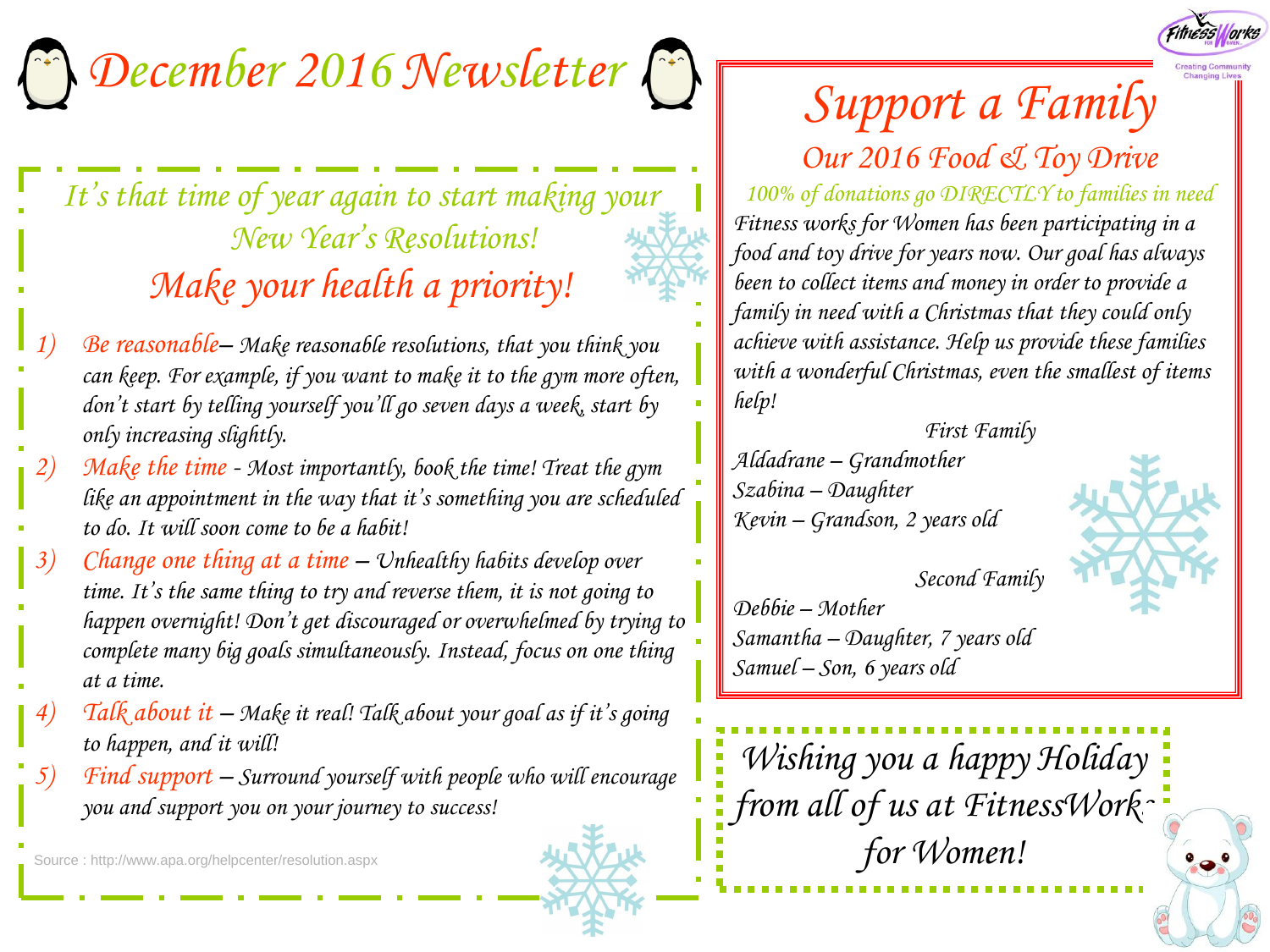# December 2016 Newsletter

*It's that time of year again to start making your New Year's Resolutions!*

## *Make your health a priority!*

1) *Be reasonable*– Make reasonable resolutions, that you think you can keep. For example, if you want to make it to the gym more often, don't start by telling yourself you'll go seven days a week, start by only increasing slightly.
2) *Make the time* - Most importantly, book the time! Treat the gym like an appointment in the way that it's something you are scheduled to do. It will soon come to be a habit!
3) *Change one thing at a time* – Unhealthy habits develop over time. It's the same thing to try and reverse them, it is not going to happen overnight! Don't get discouraged or overwhelmed by trying to complete many big goals simultaneously. Instead, focus on one thing at a time.
4) *Talk about it* – Make it real! Talk about your goal as if it's going to happen, and it will!
5) *Find support* – Surround yourself with people who will encourage you and support you on your journey to success!

Source : http://www.apa.org/helpcenter/resolution.aspx

FitnessWorks for Women
Creating Community Changing Lives

# Support a Family

## Our 2016 Food & Toy Drive

*100% of donations go DIRECTLY to families in need*

Fitness works for Women has been participating in a food and toy drive for years now. Our goal has always been to collect items and money in order to provide a family in need with a Christmas that they could only achieve with assistance. Help us provide these families with a wonderful Christmas, even the smallest of items help!

**First Family**

Aldadrane – Grandmother
Szabina – Daughter
Kevin – Grandson, 2 years old

**Second Family**

Debbie – Mother
Samantha – Daughter, 7 years old
Samuel – Son, 6 years old

*Wishing you a happy Holiday from all of us at FitnessWorks for Women!*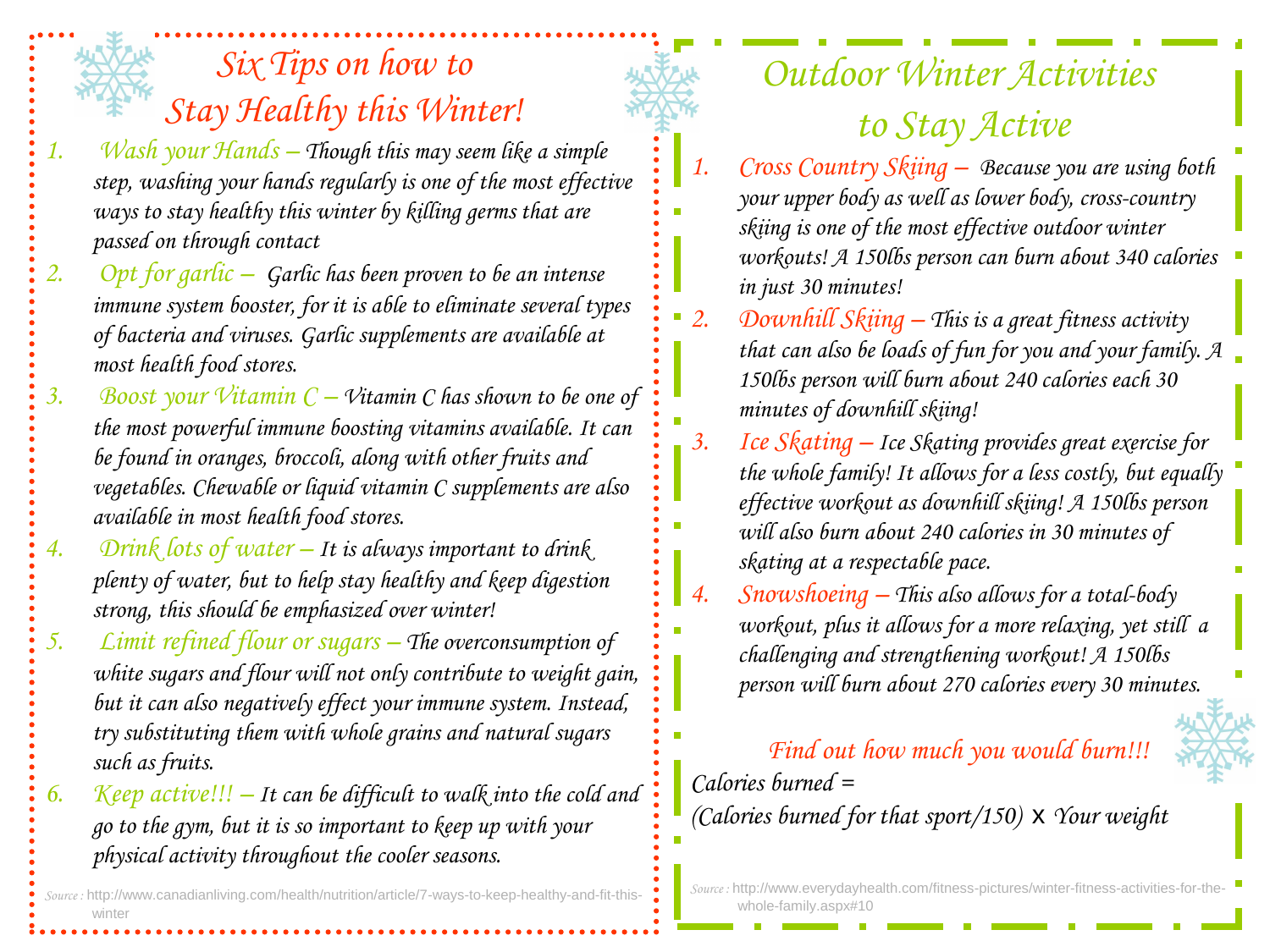# Six Tips on how to Stay Healthy this Winter!

1. *Wash your Hands* – *Though this may seem like a simple step, washing your hands regularly is one of the most effective ways to stay healthy this winter by killing germs that are passed on through contact*
2. *Opt for garlic* – *Garlic has been proven to be an intense immune system booster, for it is able to eliminate several types of bacteria and viruses. Garlic supplements are available at most health food stores.*
3. *Boost your Vitamin C* – *Vitamin C has shown to be one of the most powerful immune boosting vitamins available. It can be found in oranges, broccoli, along with other fruits and vegetables. Chewable or liquid vitamin C supplements are also available in most health food stores.*
4. *Drink lots of water* – *It is always important to drink plenty of water, but to help stay healthy and keep digestion strong, this should be emphasized over winter!*
5. *Limit refined flour or sugars* – *The overconsumption of white sugars and flour will not only contribute to weight gain, but it can also negatively effect your immune system. Instead, try substituting them with whole grains and natural sugars such as fruits.*
6. *Keep active!!!* – *It can be difficult to walk into the cold and go to the gym, but it is so important to keep up with your physical activity throughout the cooler seasons.*

*Source :* http://www.canadianliving.com/health/nutrition/article/7-ways-to-keep-healthy-and-fit-this-winter

# Outdoor Winter Activities to Stay Active

1. *Cross Country Skiing* – *Because you are using both your upper body as well as lower body, cross-country skiing is one of the most effective outdoor winter workouts! A 150lbs person can burn about 340 calories in just 30 minutes!*
2. *Downhill Skiing* – *This is a great fitness activity that can also be loads of fun for you and your family. A 150lbs person will burn about 240 calories each 30 minutes of downhill skiing!*
3. *Ice Skating* – *Ice Skating provides great exercise for the whole family! It allows for a less costly, but equally effective workout as downhill skiing! A 150lbs person will also burn about 240 calories in 30 minutes of skating at a respectable pace.*
4. *Snowshoeing* – *This also allows for a total-body workout, plus it allows for a more relaxing, yet still a challenging and strengthening workout! A 150lbs person will burn about 270 calories every 30 minutes.*

*Find out how much you would burn!!!*

*Calories burned =*

*(Calories burned for that sport/150)* x *Your weight*

*Source :* http://www.everydayhealth.com/fitness-pictures/winter-fitness-activities-for-the-whole-family.aspx#10